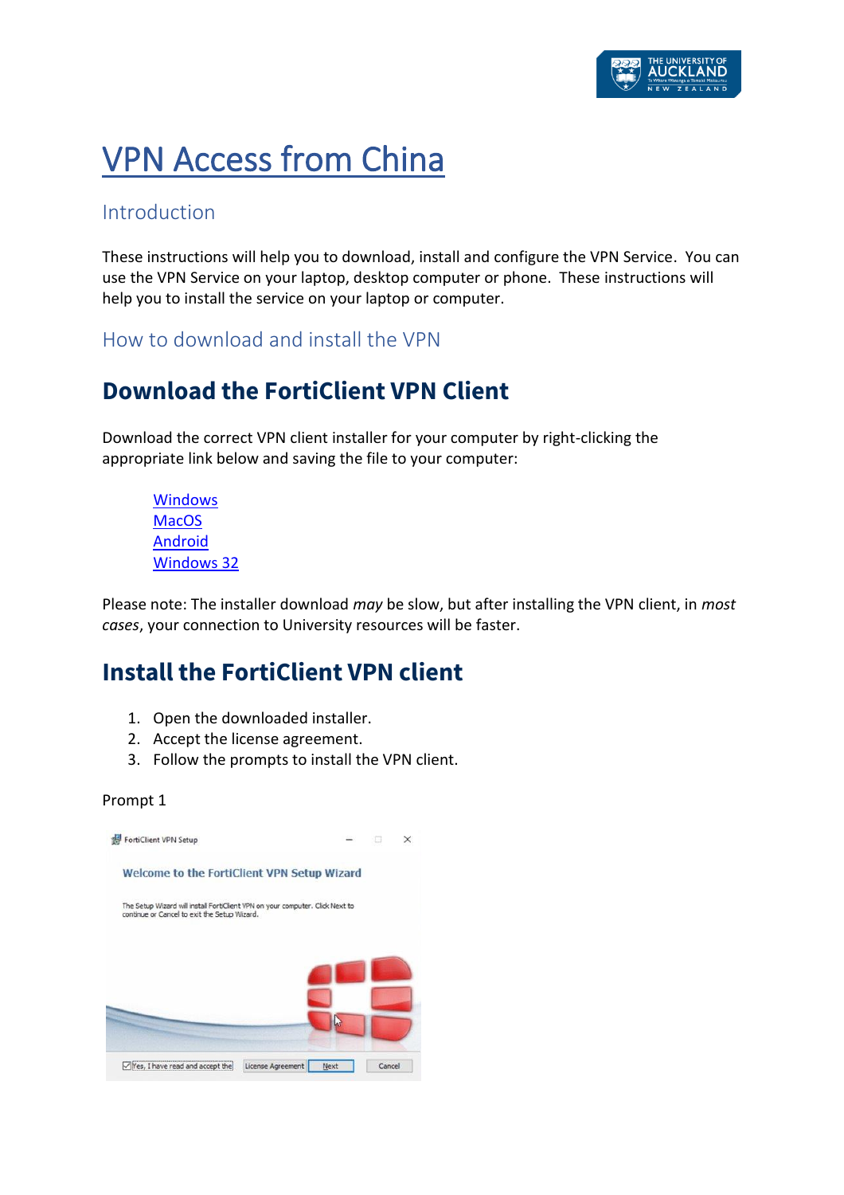# VPN Access from China

## Introduction

These instructions will help you to download, install and configure the VPN Service. You can use the VPN Service on your laptop, desktop computer or phone. These instructions will help you to install the service on your laptop or computer.

## How to download and install the VPN

## Download the FortiClient VPN Client

Download the correct VPN client installer for your computer by right-clicking the appropriate link below and saving the file to your computer:

Windows
MacOS
Android
Windows 32

Please note: The installer download *may* be slow, but after installing the VPN client, in *most cases*, your connection to University resources will be faster.

## Install the FortiClient VPN client

1. Open the downloaded installer.
2. Accept the license agreement.
3. Follow the prompts to install the VPN client.

Prompt 1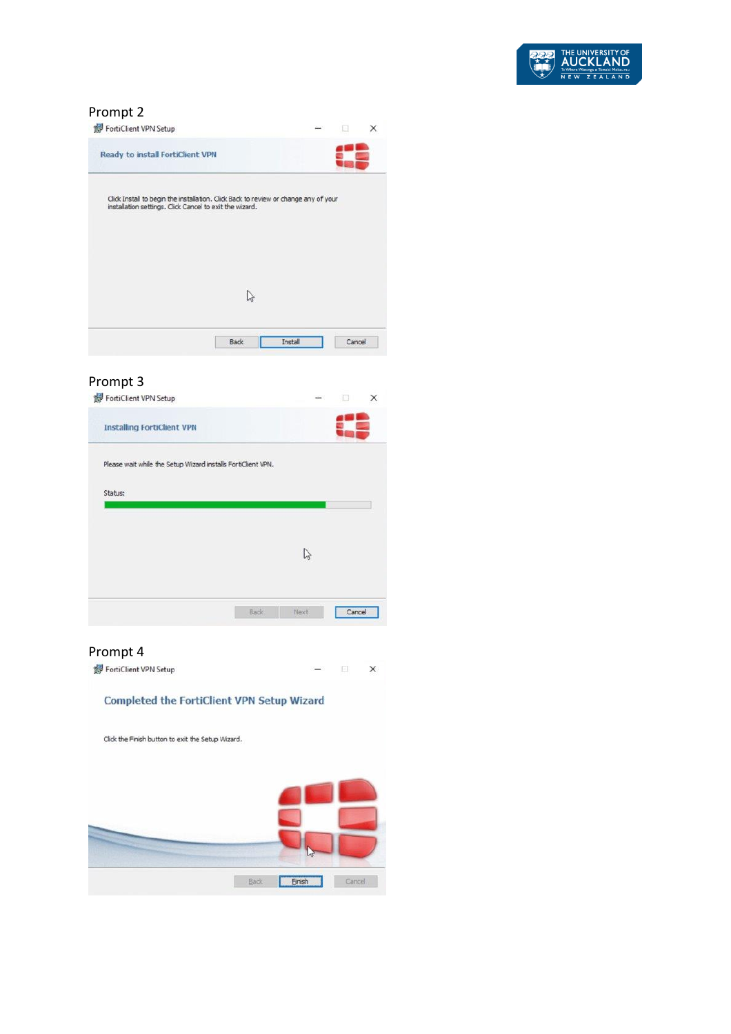Prompt 2

FortiClient VPN Setup

**Ready to install FortiClient VPN**

Click Install to begin the installation. Click Back to review or change any of your installation settings. Click Cancel to exit the wizard.

Back | Install | Cancel

Prompt 3

FortiClient VPN Setup

**Installing FortiClient VPN**

Please wait while the Setup Wizard installs FortiClient VPN.

Status:

Back | Next | Cancel

Prompt 4

FortiClient VPN Setup

**Completed the FortiClient VPN Setup Wizard**

Click the Finish button to exit the Setup Wizard.

Back | Finish | Cancel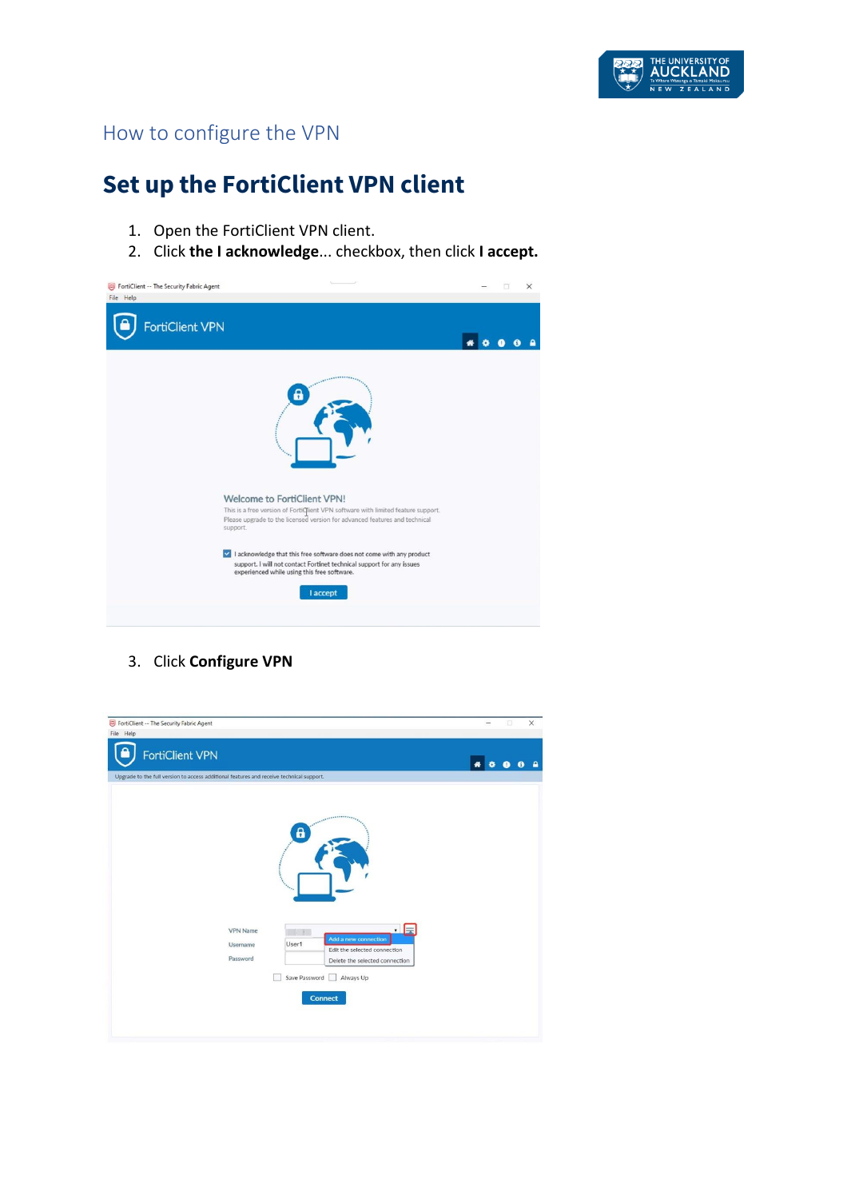How to configure the VPN

# Set up the FortiClient VPN client

1. Open the FortiClient VPN client.
2. Click **the I acknowledge**... checkbox, then click **I accept.**

3. Click **Configure VPN**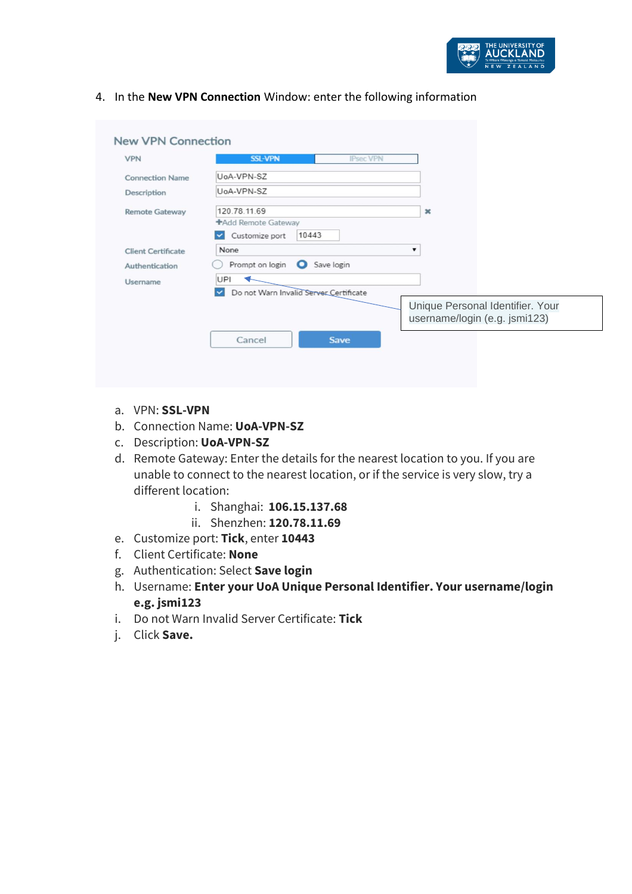4. In the **New VPN Connection** Window: enter the following information

   a. VPN: **SSL-VPN**
   b. Connection Name: **UoA-VPN-SZ**
   c. Description: **UoA-VPN-SZ**
   d. Remote Gateway: Enter the details for the nearest location to you. If you are unable to connect to the nearest location, or if the service is very slow, try a different location:
      i. Shanghai: **106.15.137.68**
      ii. Shenzhen: **120.78.11.69**
   e. Customize port: **Tick**, enter **10443**
   f. Client Certificate: **None**
   g. Authentication: Select **Save login**
   h. Username: **Enter your UoA Unique Personal Identifier. Your username/login e.g. jsmi123**
   i. Do not Warn Invalid Server Certificate: **Tick**
   j. Click **Save.**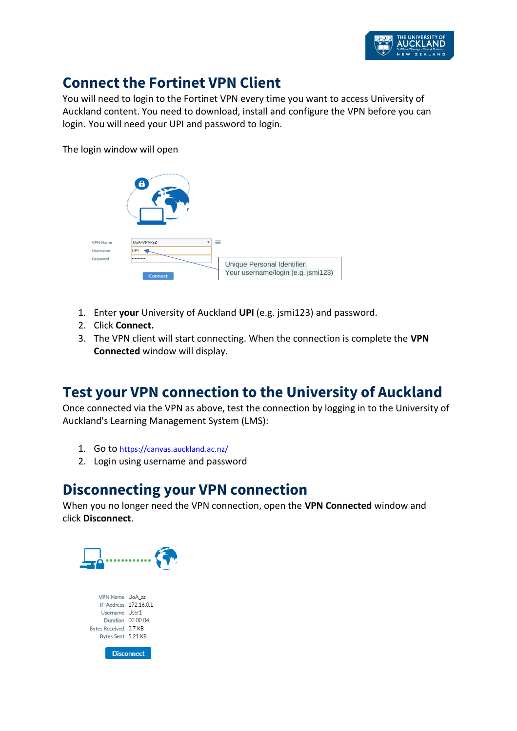# Connect the Fortinet VPN Client

You will need to login to the Fortinet VPN every time you want to access University of Auckland content. You need to download, install and configure the VPN before you can login. You will need your UPI and password to login.

The login window will open

VPN Name UoA-VPN-SZ
Username UPI
Password
Connect

Unique Personal Identifier.
Your username/login (e.g. jsmi123)

1. Enter **your** University of Auckland **UPI** (e.g. jsmi123) and password.
2. Click **Connect.**
3. The VPN client will start connecting. When the connection is complete the **VPN Connected** window will display.

# Test your VPN connection to the University of Auckland

Once connected via the VPN as above, test the connection by logging in to the University of Auckland's Learning Management System (LMS):

1. Go to https://canvas.auckland.ac.nz/
2. Login using username and password

# Disconnecting your VPN connection

When you no longer need the VPN connection, open the **VPN Connected** window and click **Disconnect**.

VPN Name UoA_sz
IP Address 172.16.0.1
Username User1
Duration 00:00:04
Bytes Received 3.7 KB
Bytes Sent 5.21 KB
Disconnect